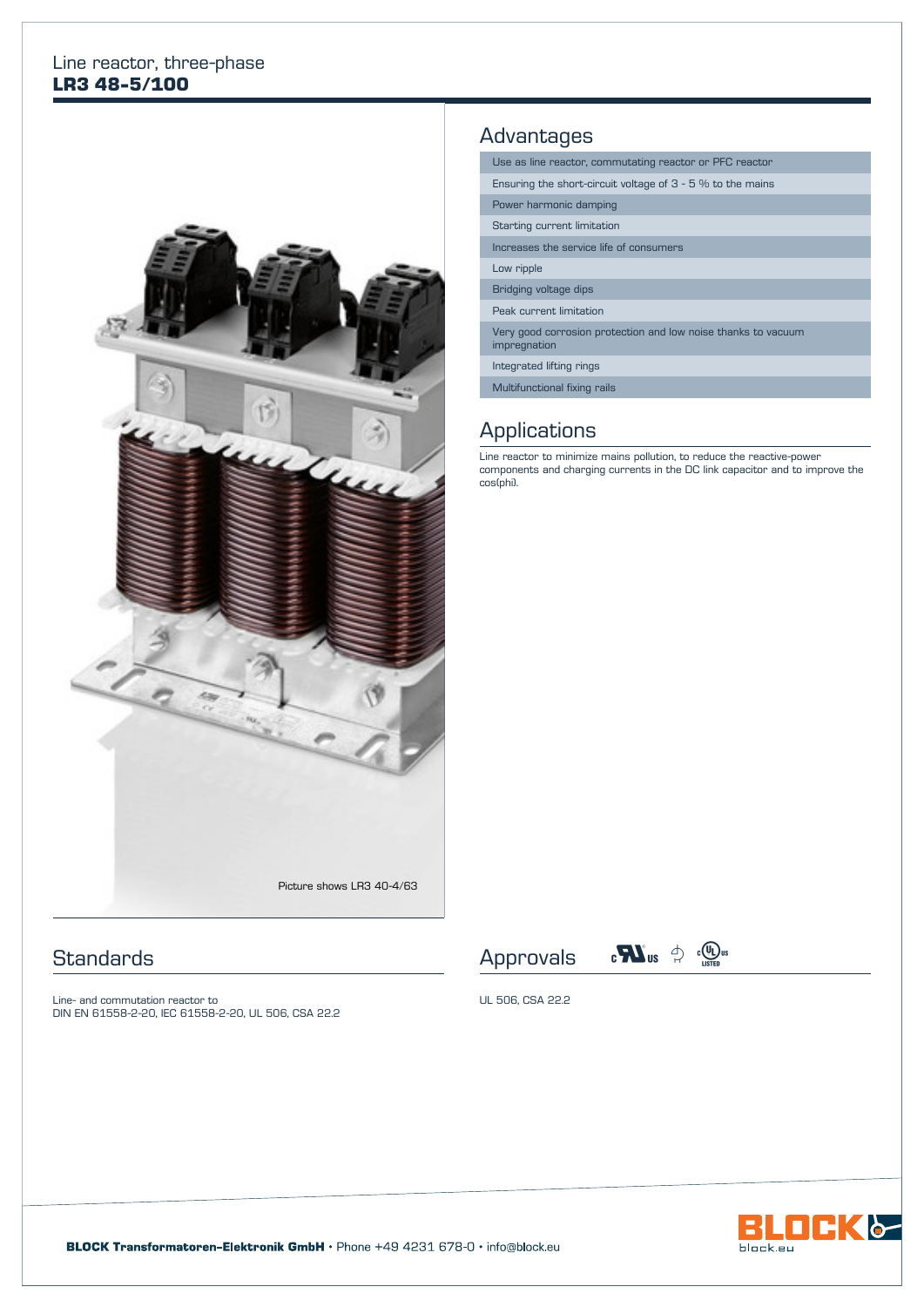Line reactor, three-phase

# LR3 48-5/100

Picture shows LR3 40-4/63

## Advantages

- Use as line reactor, commutating reactor or PFC reactor
- Ensuring the short-circuit voltage of 3 - 5 % to the mains
- Power harmonic damping
- Starting current limitation
- Increases the service life of consumers
- Low ripple
- Bridging voltage dips
- Peak current limitation
- Very good corrosion protection and low noise thanks to vacuum impregnation
- Integrated lifting rings
- Multifunctional fixing rails

## Applications

Line reactor to minimize mains pollution, to reduce the reactive-power components and charging currents in the DC link capacitor and to improve the cos(phi).

## Standards

Line- and commutation reactor to
DIN EN 61558-2-20, IEC 61558-2-20, UL 506, CSA 22.2

## Approvals

UL 506, CSA 22.2

**BLOCK Transformatoren-Elektronik GmbH** • Phone +49 4231 678-0 • info@block.eu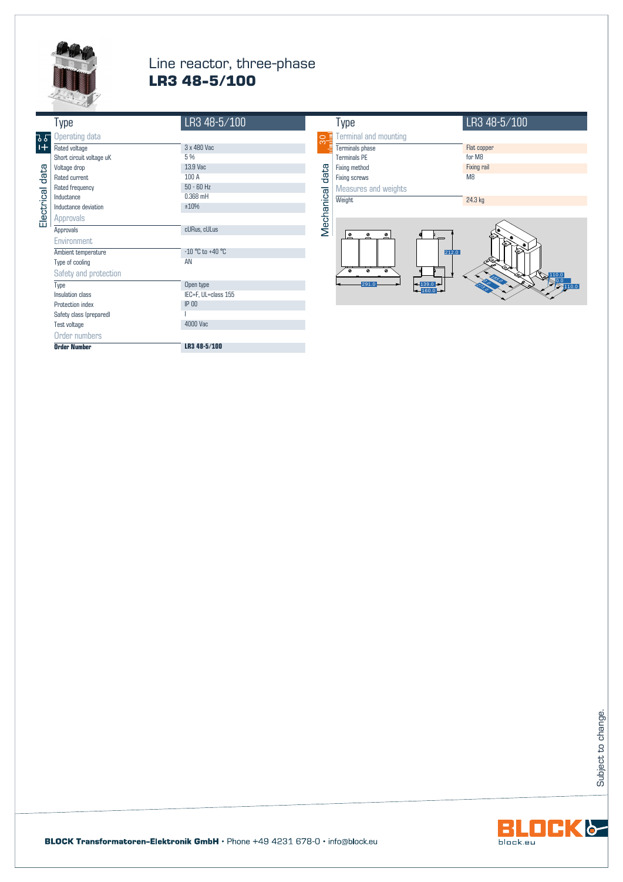# Line reactor, three-phase
## LR3 48-5/100

## Electrical data

| Type | LR3 48-5/100 |
|---|---|
| **Operating data** | |
| Rated voltage | 3 x 480 Vac |
| Short circuit voltage uK | 5 % |
| Voltage drop | 13.9 Vac |
| Rated current | 100 A |
| Rated frequency | 50 - 60 Hz |
| Inductance | 0.368 mH |
| Inductance deviation | ±10% |
| **Approvals** | |
| Approvals | cURus, cULus |
| **Environment** | |
| Ambient temperature | -10 °C to +40 °C |
| Type of cooling | AN |
| **Safety and protection** | |
| Type | Open type |
| Insulation class | IEC=F, UL=class 155 |
| Protection index | IP 00 |
| Safety class (prepared) | I |
| Test voltage | 4000 Vac |
| **Order numbers** | |
| **Order Number** | **LR3 48-5/100** |

## Mechanical data

| Type | LR3 48-5/100 |
|---|---|
| **Terminal and mounting** | |
| Terminals phase | Flat copper |
| Terminals PE | for M8 |
| Fixing method | Fixing rail |
| Fixing screws | M8 |
| **Measures and weights** | |
| Weight | 24.3 kg |

291.0
212.0
139.0
160.0
110.0
110.0

Subject to change.

**BLOCK Transformatoren-Elektronik GmbH** • Phone +49 4231 678-0 • info@block.eu